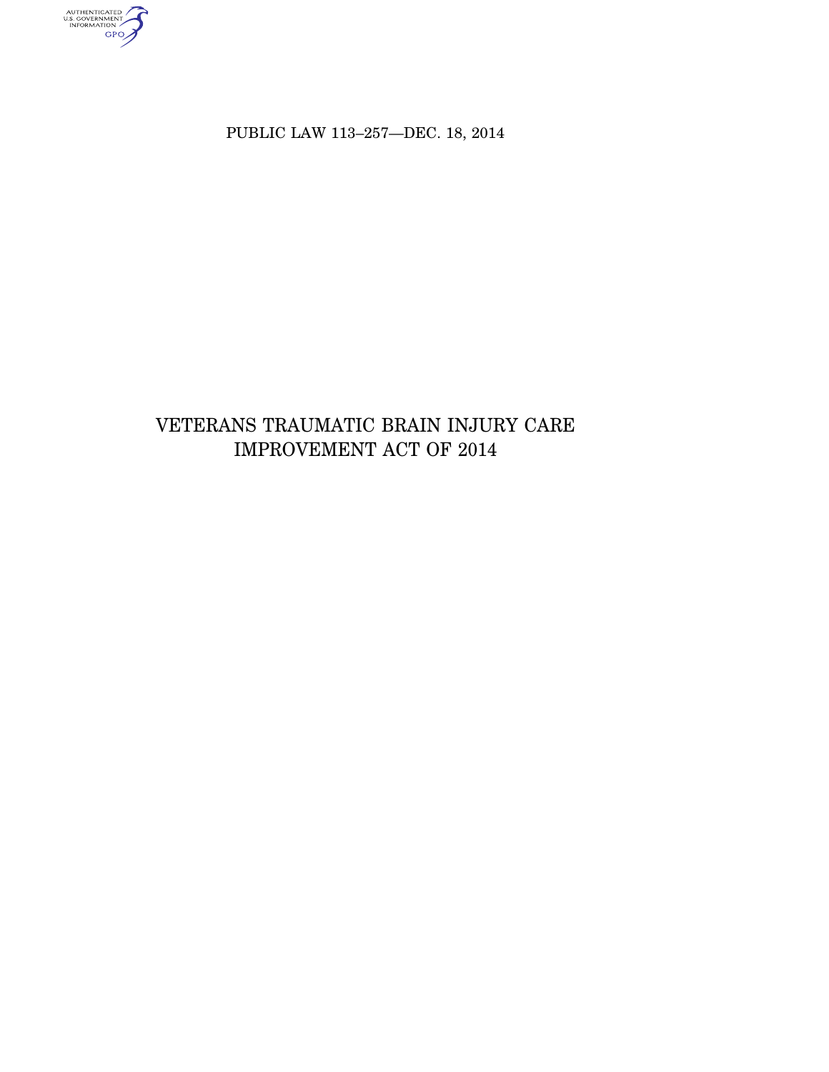PUBLIC LAW 113–257—DEC. 18, 2014

# VETERANS TRAUMATIC BRAIN INJURY CARE IMPROVEMENT ACT OF 2014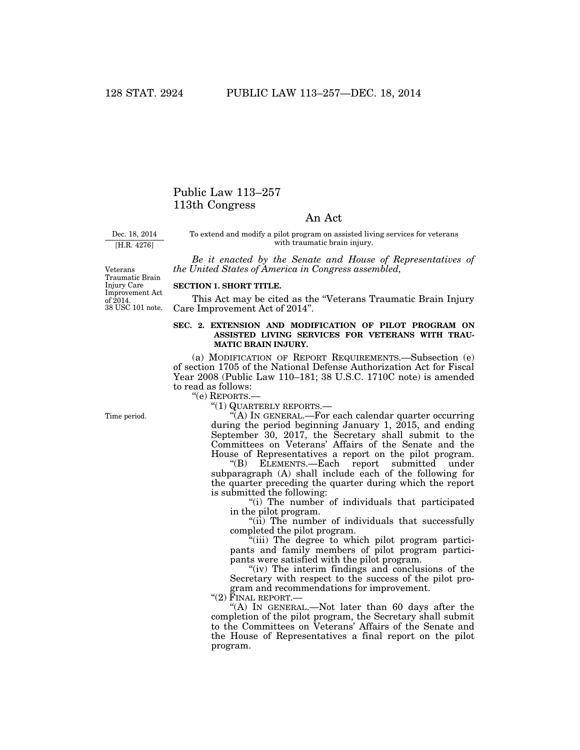# Public Law 113–257
## 113th Congress

## An Act

Dec. 18, 2014
[H.R. 4276]

To extend and modify a pilot program on assisted living services for veterans with traumatic brain injury.

*Be it enacted by the Senate and House of Representatives of the United States of America in Congress assembled,*

Veterans Traumatic Brain Injury Care Improvement Act of 2014.
38 USC 101 note.

**SECTION 1. SHORT TITLE.**

This Act may be cited as the "Veterans Traumatic Brain Injury Care Improvement Act of 2014".

**SEC. 2. EXTENSION AND MODIFICATION OF PILOT PROGRAM ON ASSISTED LIVING SERVICES FOR VETERANS WITH TRAUMATIC BRAIN INJURY.**

(a) MODIFICATION OF REPORT REQUIREMENTS.—Subsection (e) of section 1705 of the National Defense Authorization Act for Fiscal Year 2008 (Public Law 110–181; 38 U.S.C. 1710C note) is amended to read as follows:

"(e) REPORTS.—

"(1) QUARTERLY REPORTS.—

Time period.

"(A) IN GENERAL.—For each calendar quarter occurring during the period beginning January 1, 2015, and ending September 30, 2017, the Secretary shall submit to the Committees on Veterans' Affairs of the Senate and the House of Representatives a report on the pilot program.

"(B) ELEMENTS.—Each report submitted under subparagraph (A) shall include each of the following for the quarter preceding the quarter during which the report is submitted the following:

"(i) The number of individuals that participated in the pilot program.

"(ii) The number of individuals that successfully completed the pilot program.

"(iii) The degree to which pilot program participants and family members of pilot program participants were satisfied with the pilot program.

"(iv) The interim findings and conclusions of the Secretary with respect to the success of the pilot program and recommendations for improvement.

"(2) FINAL REPORT.—

"(A) IN GENERAL.—Not later than 60 days after the completion of the pilot program, the Secretary shall submit to the Committees on Veterans' Affairs of the Senate and the House of Representatives a final report on the pilot program.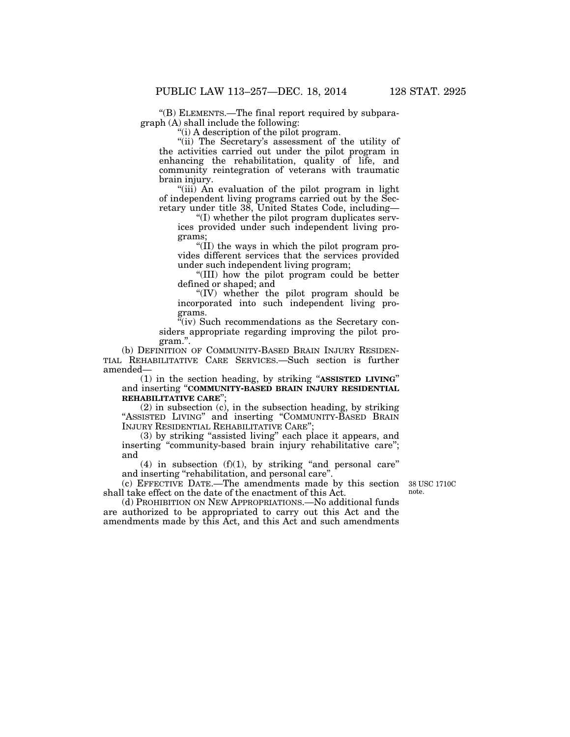"(B) ELEMENTS.—The final report required by subparagraph (A) shall include the following:

"(i) A description of the pilot program.

"(ii) The Secretary's assessment of the utility of the activities carried out under the pilot program in enhancing the rehabilitation, quality of life, and community reintegration of veterans with traumatic brain injury.

"(iii) An evaluation of the pilot program in light of independent living programs carried out by the Secretary under title 38, United States Code, including—

"(I) whether the pilot program duplicates services provided under such independent living programs;

"(II) the ways in which the pilot program provides different services that the services provided under such independent living program;

"(III) how the pilot program could be better defined or shaped; and

"(IV) whether the pilot program should be incorporated into such independent living programs.

"(iv) Such recommendations as the Secretary considers appropriate regarding improving the pilot program.".

(b) DEFINITION OF COMMUNITY-BASED BRAIN INJURY RESIDENTIAL REHABILITATIVE CARE SERVICES.—Such section is further amended—

(1) in the section heading, by striking "**ASSISTED LIVING**" and inserting "**COMMUNITY-BASED BRAIN INJURY RESIDENTIAL REHABILITATIVE CARE**";

(2) in subsection (c), in the subsection heading, by striking "ASSISTED LIVING" and inserting "COMMUNITY-BASED BRAIN INJURY RESIDENTIAL REHABILITATIVE CARE";

(3) by striking "assisted living" each place it appears, and inserting "community-based brain injury rehabilitative care"; and

(4) in subsection (f)(1), by striking "and personal care" and inserting "rehabilitation, and personal care".

(c) EFFECTIVE DATE.—The amendments made by this section shall take effect on the date of the enactment of this Act.

38 USC 1710C note.

(d) PROHIBITION ON NEW APPROPRIATIONS.—No additional funds are authorized to be appropriated to carry out this Act and the amendments made by this Act, and this Act and such amendments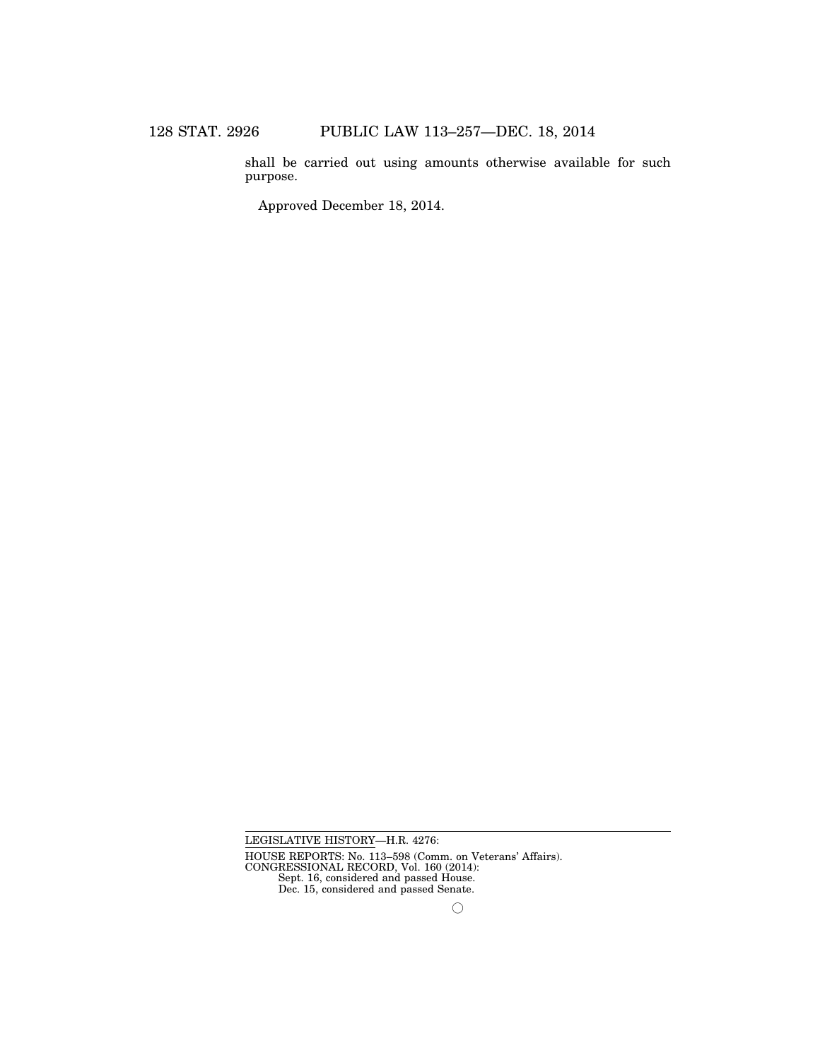shall be carried out using amounts otherwise available for such purpose.

Approved December 18, 2014.

---

LEGISLATIVE HISTORY—H.R. 4276:

HOUSE REPORTS: No. 113–598 (Comm. on Veterans' Affairs).
CONGRESSIONAL RECORD, Vol. 160 (2014):
Sept. 16, considered and passed House.
Dec. 15, considered and passed Senate.